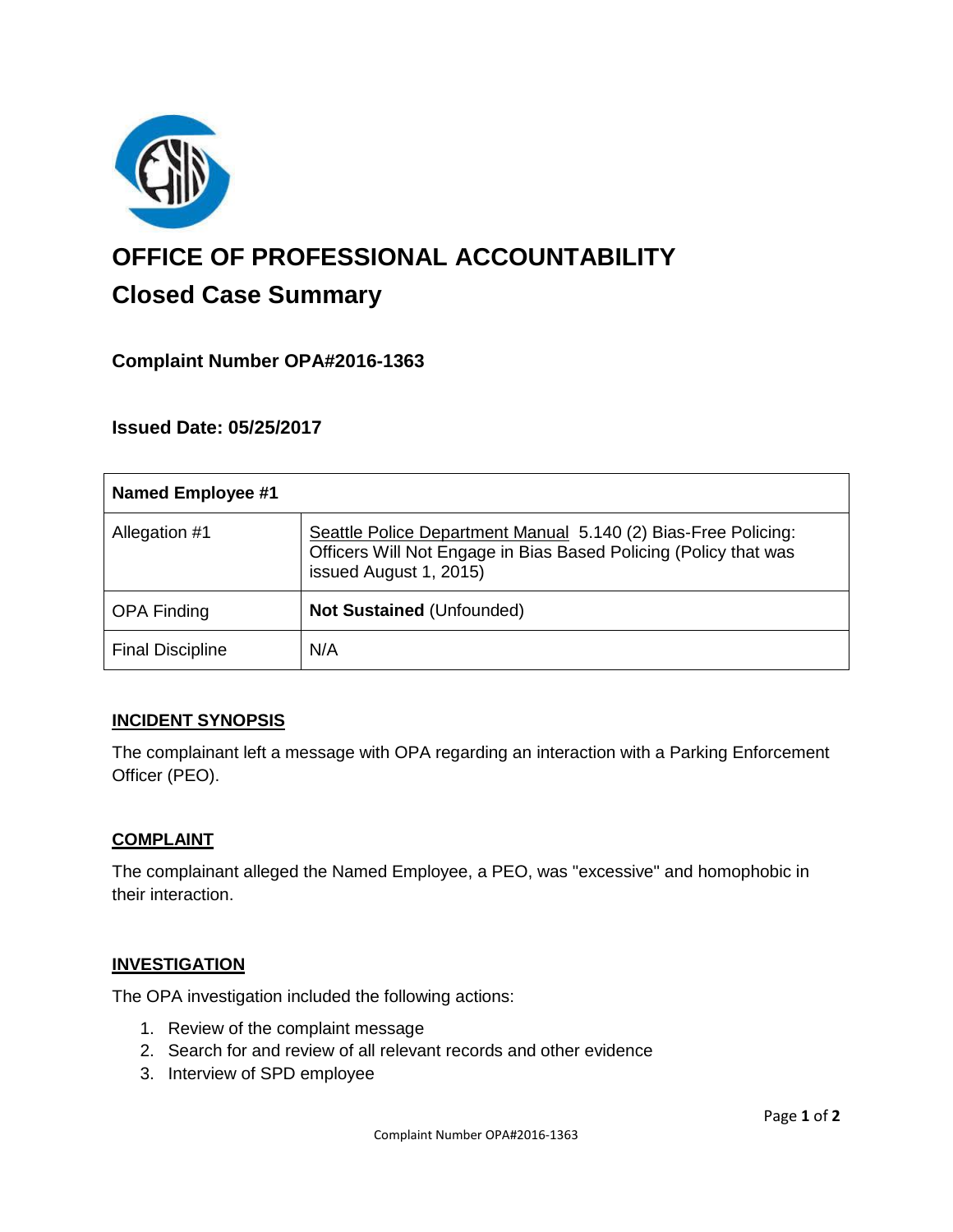# OFFICE OF PROFESSIONAL ACCOUNTABILITY

## Closed Case Summary

### Complaint Number OPA#2016-1363

### Issued Date: 05/25/2017

| Named Employee #1 | |
|---|---|
| Allegation #1 | Seattle Police Department Manual 5.140 (2) Bias-Free Policing: Officers Will Not Engage in Bias Based Policing (Policy that was issued August 1, 2015) |
| OPA Finding | **Not Sustained** (Unfounded) |
| Final Discipline | N/A |

### INCIDENT SYNOPSIS

The complainant left a message with OPA regarding an interaction with a Parking Enforcement Officer (PEO).

### COMPLAINT

The complainant alleged the Named Employee, a PEO, was "excessive" and homophobic in their interaction.

### INVESTIGATION

The OPA investigation included the following actions:

1. Review of the complaint message
2. Search for and review of all relevant records and other evidence
3. Interview of SPD employee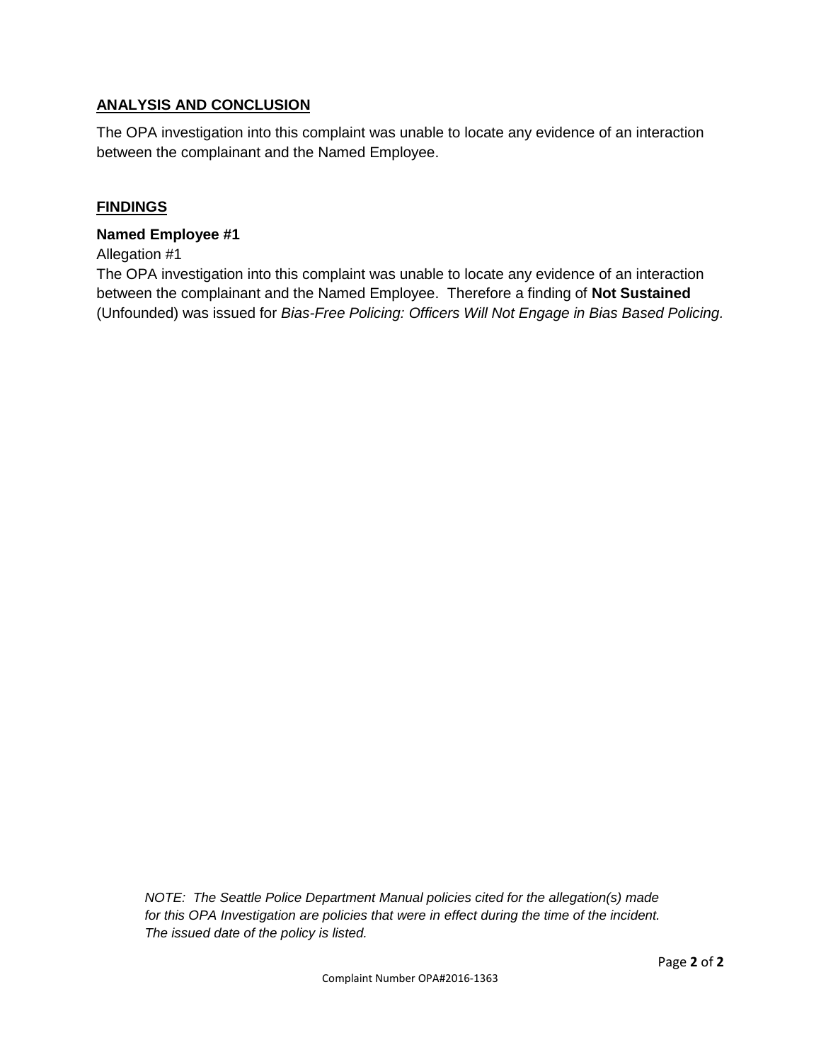## ANALYSIS AND CONCLUSION

The OPA investigation into this complaint was unable to locate any evidence of an interaction between the complainant and the Named Employee.

## FINDINGS

**Named Employee #1**

Allegation #1

The OPA investigation into this complaint was unable to locate any evidence of an interaction between the complainant and the Named Employee. Therefore a finding of **Not Sustained** (Unfounded) was issued for *Bias-Free Policing: Officers Will Not Engage in Bias Based Policing*.

*NOTE: The Seattle Police Department Manual policies cited for the allegation(s) made for this OPA Investigation are policies that were in effect during the time of the incident. The issued date of the policy is listed.*

Complaint Number OPA#2016-1363